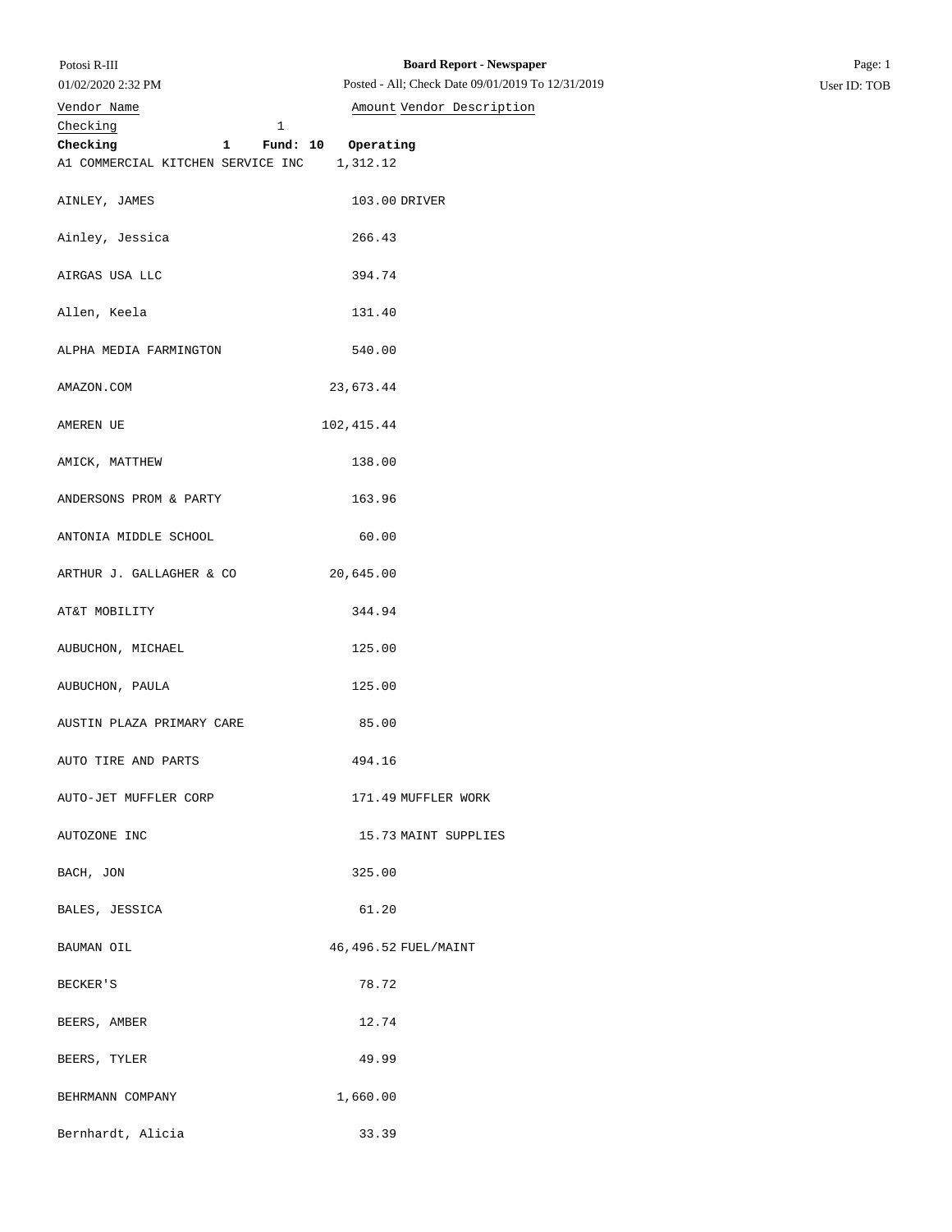Potosi R-III

01/02/2020 2:32 PM

**Board Report - Newspaper**

Posted - All; Check Date 09/01/2019 To 12/31/2019

User ID: TOB

| Vendor Name | Amount | Vendor Description |
|---|---|---|
| Checking 1 | | |
| **Checking 1 Fund: 10 Operating** | | |
| A1 COMMERCIAL KITCHEN SERVICE INC | 1,312.12 | |
| AINLEY, JAMES | 103.00 | DRIVER |
| Ainley, Jessica | 266.43 | |
| AIRGAS USA LLC | 394.74 | |
| Allen, Keela | 131.40 | |
| ALPHA MEDIA FARMINGTON | 540.00 | |
| AMAZON.COM | 23,673.44 | |
| AMEREN UE | 102,415.44 | |
| AMICK, MATTHEW | 138.00 | |
| ANDERSONS PROM & PARTY | 163.96 | |
| ANTONIA MIDDLE SCHOOL | 60.00 | |
| ARTHUR J. GALLAGHER & CO | 20,645.00 | |
| AT&T MOBILITY | 344.94 | |
| AUBUCHON, MICHAEL | 125.00 | |
| AUBUCHON, PAULA | 125.00 | |
| AUSTIN PLAZA PRIMARY CARE | 85.00 | |
| AUTO TIRE AND PARTS | 494.16 | |
| AUTO-JET MUFFLER CORP | 171.49 | MUFFLER WORK |
| AUTOZONE INC | 15.73 | MAINT SUPPLIES |
| BACH, JON | 325.00 | |
| BALES, JESSICA | 61.20 | |
| BAUMAN OIL | 46,496.52 | FUEL/MAINT |
| BECKER'S | 78.72 | |
| BEERS, AMBER | 12.74 | |
| BEERS, TYLER | 49.99 | |
| BEHRMANN COMPANY | 1,660.00 | |
| Bernhardt, Alicia | 33.39 | |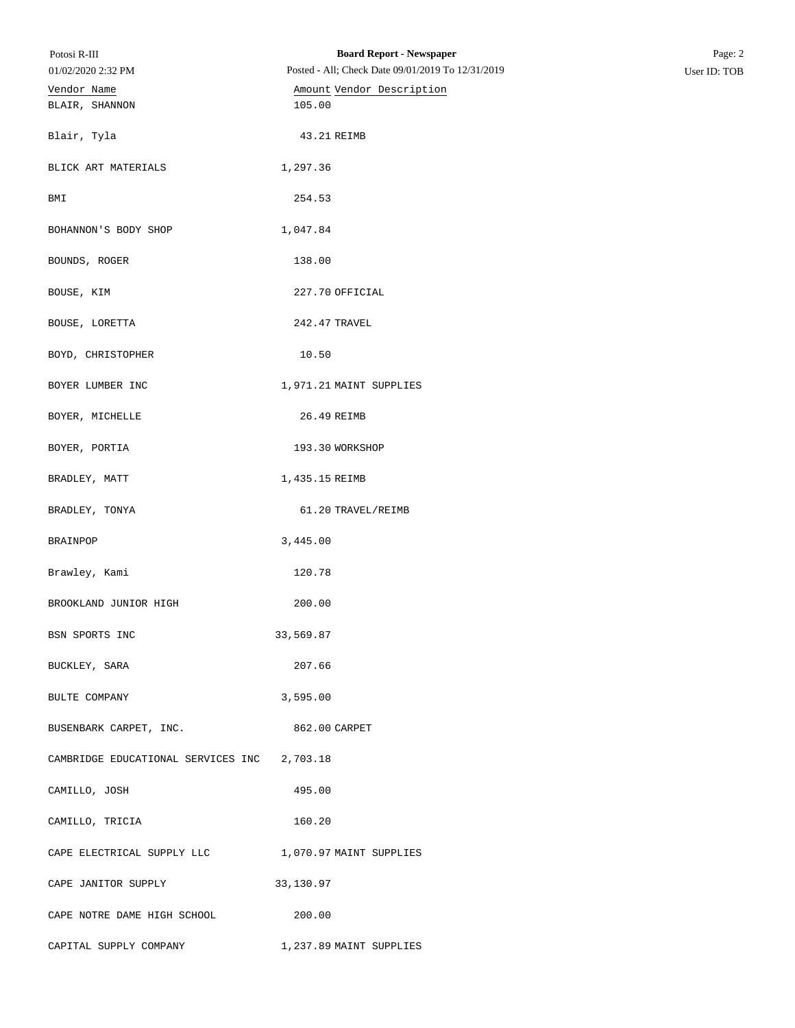| Vendor Name | Amount | Vendor Description |
|---|---|---|
| BLAIR, SHANNON | 105.00 | |
| Blair, Tyla | 43.21 | REIMB |
| BLICK ART MATERIALS | 1,297.36 | |
| BMI | 254.53 | |
| BOHANNON'S BODY SHOP | 1,047.84 | |
| BOUNDS, ROGER | 138.00 | |
| BOUSE, KIM | 227.70 | OFFICIAL |
| BOUSE, LORETTA | 242.47 | TRAVEL |
| BOYD, CHRISTOPHER | 10.50 | |
| BOYER LUMBER INC | 1,971.21 | MAINT SUPPLIES |
| BOYER, MICHELLE | 26.49 | REIMB |
| BOYER, PORTIA | 193.30 | WORKSHOP |
| BRADLEY, MATT | 1,435.15 | REIMB |
| BRADLEY, TONYA | 61.20 | TRAVEL/REIMB |
| BRAINPOP | 3,445.00 | |
| Brawley, Kami | 120.78 | |
| BROOKLAND JUNIOR HIGH | 200.00 | |
| BSN SPORTS INC | 33,569.87 | |
| BUCKLEY, SARA | 207.66 | |
| BULTE COMPANY | 3,595.00 | |
| BUSENBARK CARPET, INC. | 862.00 | CARPET |
| CAMBRIDGE EDUCATIONAL SERVICES INC | 2,703.18 | |
| CAMILLO, JOSH | 495.00 | |
| CAMILLO, TRICIA | 160.20 | |
| CAPE ELECTRICAL SUPPLY LLC | 1,070.97 | MAINT SUPPLIES |
| CAPE JANITOR SUPPLY | 33,130.97 | |
| CAPE NOTRE DAME HIGH SCHOOL | 200.00 | |
| CAPITAL SUPPLY COMPANY | 1,237.89 | MAINT SUPPLIES |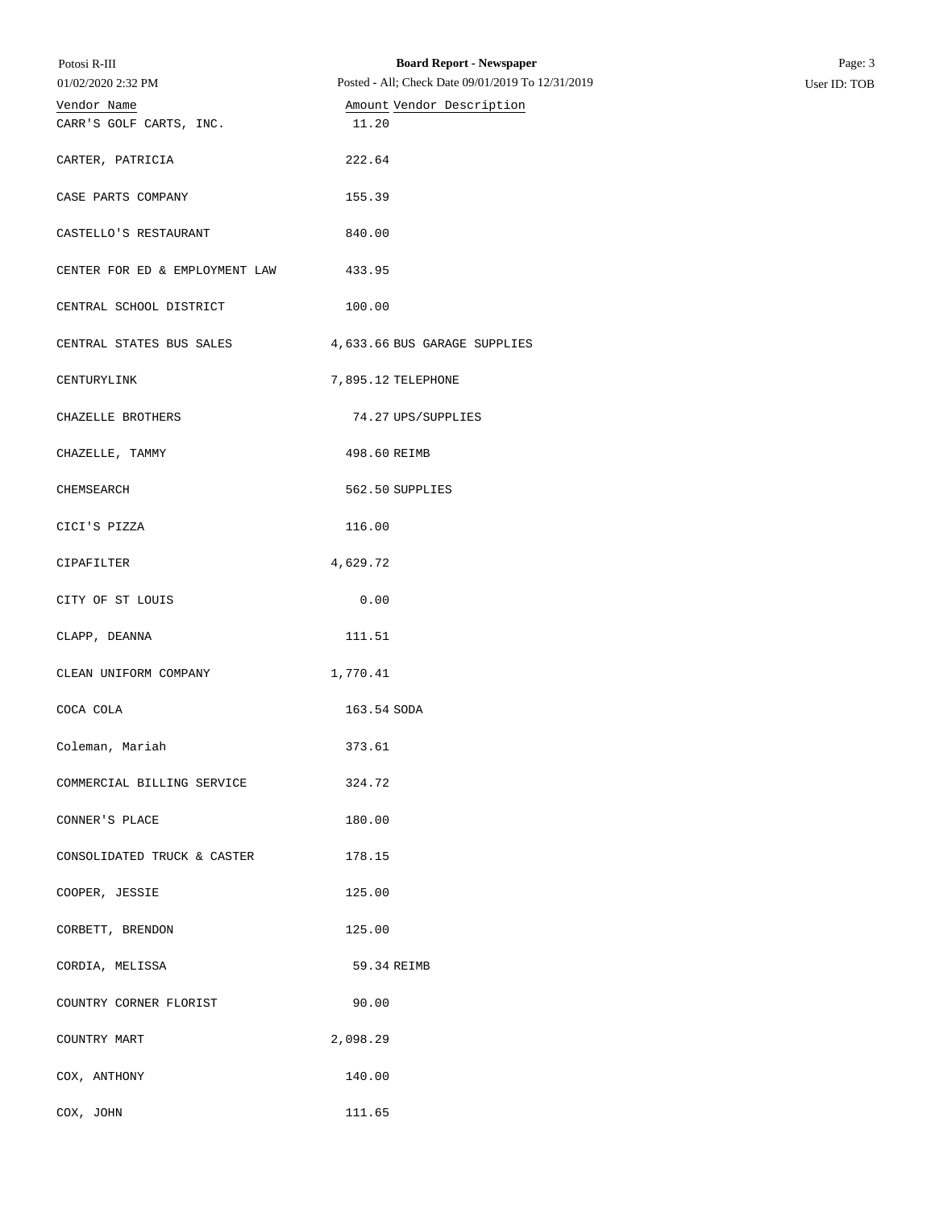| Vendor Name | Amount | Vendor Description |
|---|---|---|
| CARR'S GOLF CARTS, INC. | 11.20 | |
| CARTER, PATRICIA | 222.64 | |
| CASE PARTS COMPANY | 155.39 | |
| CASTELLO'S RESTAURANT | 840.00 | |
| CENTER FOR ED & EMPLOYMENT LAW | 433.95 | |
| CENTRAL SCHOOL DISTRICT | 100.00 | |
| CENTRAL STATES BUS SALES | 4,633.66 | BUS GARAGE SUPPLIES |
| CENTURYLINK | 7,895.12 | TELEPHONE |
| CHAZELLE BROTHERS | 74.27 | UPS/SUPPLIES |
| CHAZELLE, TAMMY | 498.60 | REIMB |
| CHEMSEARCH | 562.50 | SUPPLIES |
| CICI'S PIZZA | 116.00 | |
| CIPAFILTER | 4,629.72 | |
| CITY OF ST LOUIS | 0.00 | |
| CLAPP, DEANNA | 111.51 | |
| CLEAN UNIFORM COMPANY | 1,770.41 | |
| COCA COLA | 163.54 | SODA |
| Coleman, Mariah | 373.61 | |
| COMMERCIAL BILLING SERVICE | 324.72 | |
| CONNER'S PLACE | 180.00 | |
| CONSOLIDATED TRUCK & CASTER | 178.15 | |
| COOPER, JESSIE | 125.00 | |
| CORBETT, BRENDON | 125.00 | |
| CORDIA, MELISSA | 59.34 | REIMB |
| COUNTRY CORNER FLORIST | 90.00 | |
| COUNTRY MART | 2,098.29 | |
| COX, ANTHONY | 140.00 | |
| COX, JOHN | 111.65 | |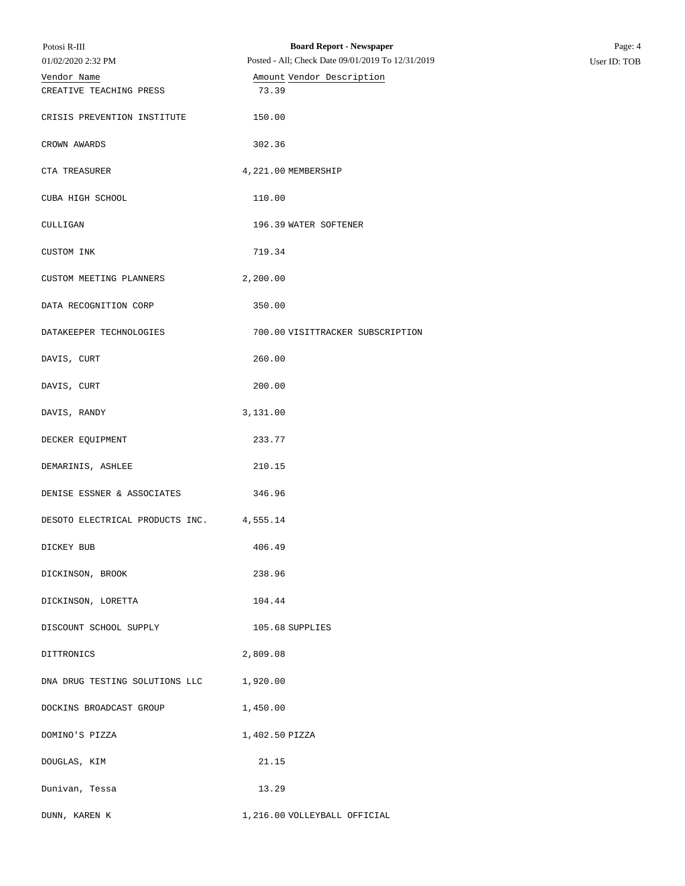| Vendor Name | Amount | Vendor Description |
|---|---|---|
| CREATIVE TEACHING PRESS | 73.39 | |
| CRISIS PREVENTION INSTITUTE | 150.00 | |
| CROWN AWARDS | 302.36 | |
| CTA TREASURER | 4,221.00 | MEMBERSHIP |
| CUBA HIGH SCHOOL | 110.00 | |
| CULLIGAN | 196.39 | WATER SOFTENER |
| CUSTOM INK | 719.34 | |
| CUSTOM MEETING PLANNERS | 2,200.00 | |
| DATA RECOGNITION CORP | 350.00 | |
| DATAKEEPER TECHNOLOGIES | 700.00 | VISITTRACKER SUBSCRIPTION |
| DAVIS, CURT | 260.00 | |
| DAVIS, CURT | 200.00 | |
| DAVIS, RANDY | 3,131.00 | |
| DECKER EQUIPMENT | 233.77 | |
| DEMARINIS, ASHLEE | 210.15 | |
| DENISE ESSNER & ASSOCIATES | 346.96 | |
| DESOTO ELECTRICAL PRODUCTS INC. | 4,555.14 | |
| DICKEY BUB | 406.49 | |
| DICKINSON, BROOK | 238.96 | |
| DICKINSON, LORETTA | 104.44 | |
| DISCOUNT SCHOOL SUPPLY | 105.68 | SUPPLIES |
| DITTRONICS | 2,809.08 | |
| DNA DRUG TESTING SOLUTIONS LLC | 1,920.00 | |
| DOCKINS BROADCAST GROUP | 1,450.00 | |
| DOMINO'S PIZZA | 1,402.50 | PIZZA |
| DOUGLAS, KIM | 21.15 | |
| Dunivan, Tessa | 13.29 | |
| DUNN, KAREN K | 1,216.00 | VOLLEYBALL OFFICIAL |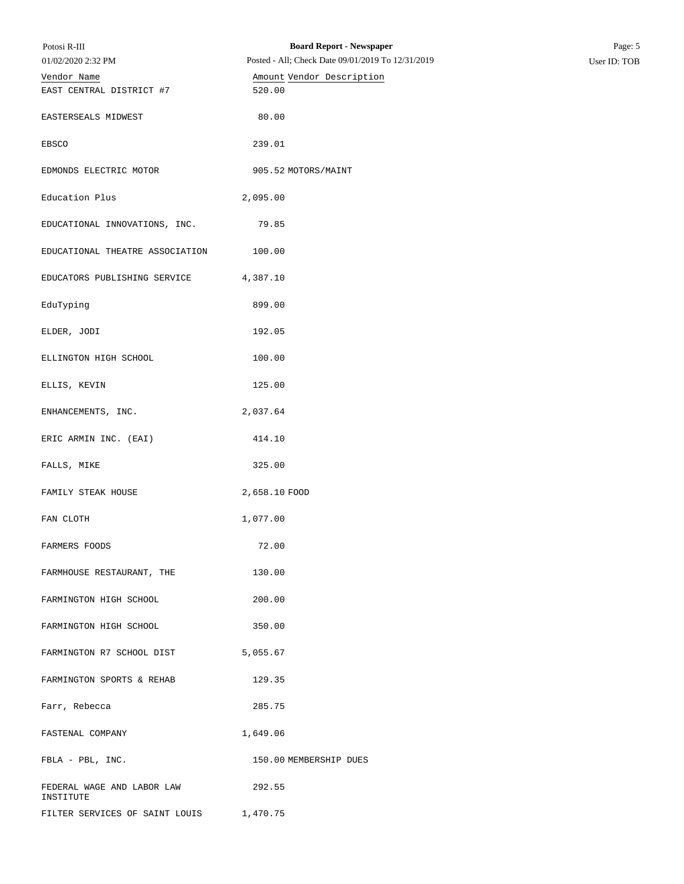| Vendor Name | Amount | Vendor Description |
|---|---|---|
| EAST CENTRAL DISTRICT #7 | 520.00 | |
| EASTERSEALS MIDWEST | 80.00 | |
| EBSCO | 239.01 | |
| EDMONDS ELECTRIC MOTOR | 905.52 | MOTORS/MAINT |
| Education Plus | 2,095.00 | |
| EDUCATIONAL INNOVATIONS, INC. | 79.85 | |
| EDUCATIONAL THEATRE ASSOCIATION | 100.00 | |
| EDUCATORS PUBLISHING SERVICE | 4,387.10 | |
| EduTyping | 899.00 | |
| ELDER, JODI | 192.05 | |
| ELLINGTON HIGH SCHOOL | 100.00 | |
| ELLIS, KEVIN | 125.00 | |
| ENHANCEMENTS, INC. | 2,037.64 | |
| ERIC ARMIN INC. (EAI) | 414.10 | |
| FALLS, MIKE | 325.00 | |
| FAMILY STEAK HOUSE | 2,658.10 | FOOD |
| FAN CLOTH | 1,077.00 | |
| FARMERS FOODS | 72.00 | |
| FARMHOUSE RESTAURANT, THE | 130.00 | |
| FARMINGTON HIGH SCHOOL | 200.00 | |
| FARMINGTON HIGH SCHOOL | 350.00 | |
| FARMINGTON R7 SCHOOL DIST | 5,055.67 | |
| FARMINGTON SPORTS & REHAB | 129.35 | |
| Farr, Rebecca | 285.75 | |
| FASTENAL COMPANY | 1,649.06 | |
| FBLA - PBL, INC. | 150.00 | MEMBERSHIP DUES |
| FEDERAL WAGE AND LABOR LAW INSTITUTE | 292.55 | |
| FILTER SERVICES OF SAINT LOUIS | 1,470.75 | |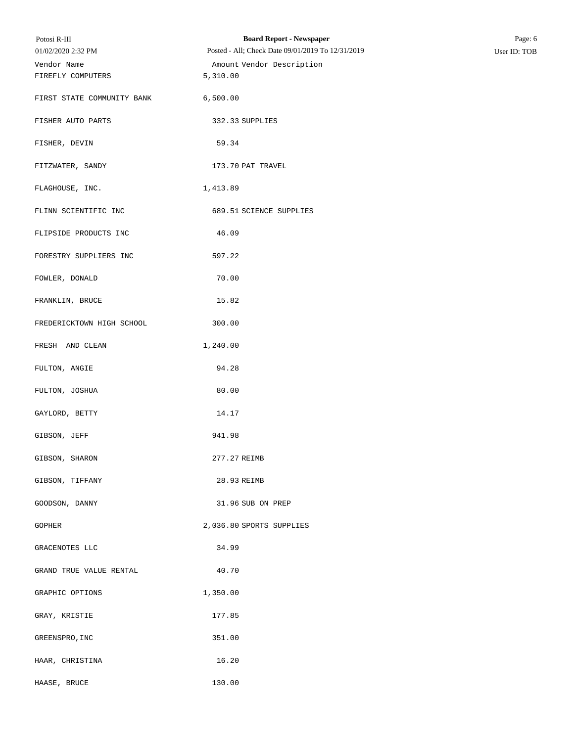| Vendor Name | Amount | Vendor Description |
|---|---|---|
| FIREFLY COMPUTERS | 5,310.00 | |
| FIRST STATE COMMUNITY BANK | 6,500.00 | |
| FISHER AUTO PARTS | 332.33 | SUPPLIES |
| FISHER, DEVIN | 59.34 | |
| FITZWATER, SANDY | 173.70 | PAT TRAVEL |
| FLAGHOUSE, INC. | 1,413.89 | |
| FLINN SCIENTIFIC INC | 689.51 | SCIENCE SUPPLIES |
| FLIPSIDE PRODUCTS INC | 46.09 | |
| FORESTRY SUPPLIERS INC | 597.22 | |
| FOWLER, DONALD | 70.00 | |
| FRANKLIN, BRUCE | 15.82 | |
| FREDERICKTOWN HIGH SCHOOL | 300.00 | |
| FRESH AND CLEAN | 1,240.00 | |
| FULTON, ANGIE | 94.28 | |
| FULTON, JOSHUA | 80.00 | |
| GAYLORD, BETTY | 14.17 | |
| GIBSON, JEFF | 941.98 | |
| GIBSON, SHARON | 277.27 | REIMB |
| GIBSON, TIFFANY | 28.93 | REIMB |
| GOODSON, DANNY | 31.96 | SUB ON PREP |
| GOPHER | 2,036.80 | SPORTS SUPPLIES |
| GRACENOTES LLC | 34.99 | |
| GRAND TRUE VALUE RENTAL | 40.70 | |
| GRAPHIC OPTIONS | 1,350.00 | |
| GRAY, KRISTIE | 177.85 | |
| GREENSPRO,INC | 351.00 | |
| HAAR, CHRISTINA | 16.20 | |
| HAASE, BRUCE | 130.00 | |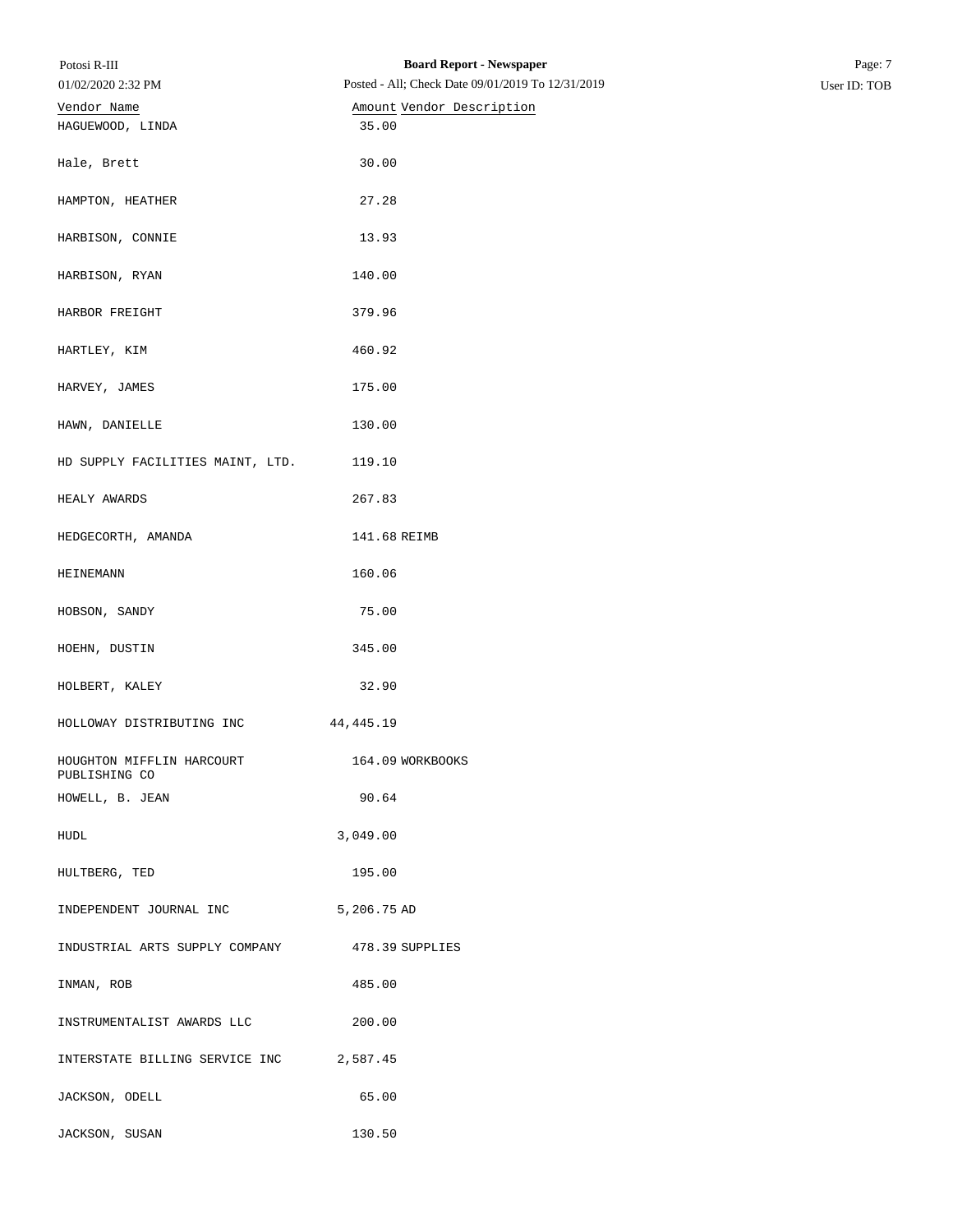| Vendor Name | Amount | Vendor Description |
|---|---|---|
| HAGUEWOOD, LINDA | 35.00 | |
| Hale, Brett | 30.00 | |
| HAMPTON, HEATHER | 27.28 | |
| HARBISON, CONNIE | 13.93 | |
| HARBISON, RYAN | 140.00 | |
| HARBOR FREIGHT | 379.96 | |
| HARTLEY, KIM | 460.92 | |
| HARVEY, JAMES | 175.00 | |
| HAWN, DANIELLE | 130.00 | |
| HD SUPPLY FACILITIES MAINT, LTD. | 119.10 | |
| HEALY AWARDS | 267.83 | |
| HEDGECORTH, AMANDA | 141.68 | REIMB |
| HEINEMANN | 160.06 | |
| HOBSON, SANDY | 75.00 | |
| HOEHN, DUSTIN | 345.00 | |
| HOLBERT, KALEY | 32.90 | |
| HOLLOWAY DISTRIBUTING INC | 44,445.19 | |
| HOUGHTON MIFFLIN HARCOURT PUBLISHING CO | 164.09 | WORKBOOKS |
| HOWELL, B. JEAN | 90.64 | |
| HUDL | 3,049.00 | |
| HULTBERG, TED | 195.00 | |
| INDEPENDENT JOURNAL INC | 5,206.75 | AD |
| INDUSTRIAL ARTS SUPPLY COMPANY | 478.39 | SUPPLIES |
| INMAN, ROB | 485.00 | |
| INSTRUMENTALIST AWARDS LLC | 200.00 | |
| INTERSTATE BILLING SERVICE INC | 2,587.45 | |
| JACKSON, ODELL | 65.00 | |
| JACKSON, SUSAN | 130.50 | |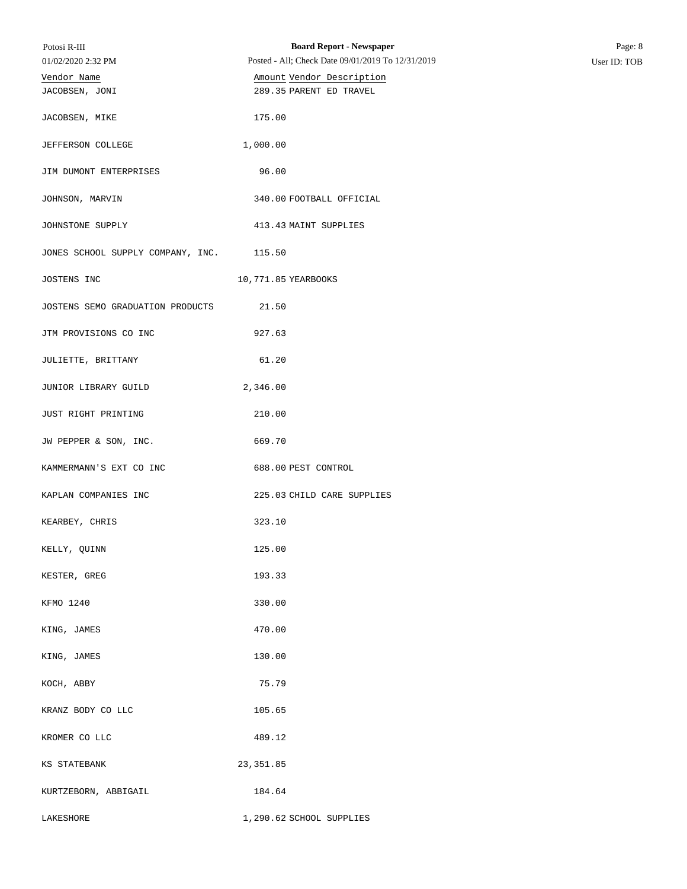| Vendor Name | Amount | Vendor Description |
|---|---|---|
| JACOBSEN, JONI | 289.35 | PARENT ED TRAVEL |
| JACOBSEN, MIKE | 175.00 | |
| JEFFERSON COLLEGE | 1,000.00 | |
| JIM DUMONT ENTERPRISES | 96.00 | |
| JOHNSON, MARVIN | 340.00 | FOOTBALL OFFICIAL |
| JOHNSTONE SUPPLY | 413.43 | MAINT SUPPLIES |
| JONES SCHOOL SUPPLY COMPANY, INC. | 115.50 | |
| JOSTENS INC | 10,771.85 | YEARBOOKS |
| JOSTENS SEMO GRADUATION PRODUCTS | 21.50 | |
| JTM PROVISIONS CO INC | 927.63 | |
| JULIETTE, BRITTANY | 61.20 | |
| JUNIOR LIBRARY GUILD | 2,346.00 | |
| JUST RIGHT PRINTING | 210.00 | |
| JW PEPPER & SON, INC. | 669.70 | |
| KAMMERMANN'S EXT CO INC | 688.00 | PEST CONTROL |
| KAPLAN COMPANIES INC | 225.03 | CHILD CARE SUPPLIES |
| KEARBEY, CHRIS | 323.10 | |
| KELLY, QUINN | 125.00 | |
| KESTER, GREG | 193.33 | |
| KFMO 1240 | 330.00 | |
| KING, JAMES | 470.00 | |
| KING, JAMES | 130.00 | |
| KOCH, ABBY | 75.79 | |
| KRANZ BODY CO LLC | 105.65 | |
| KROMER CO LLC | 489.12 | |
| KS STATEBANK | 23,351.85 | |
| KURTZEBORN, ABBIGAIL | 184.64 | |
| LAKESHORE | 1,290.62 | SCHOOL SUPPLIES |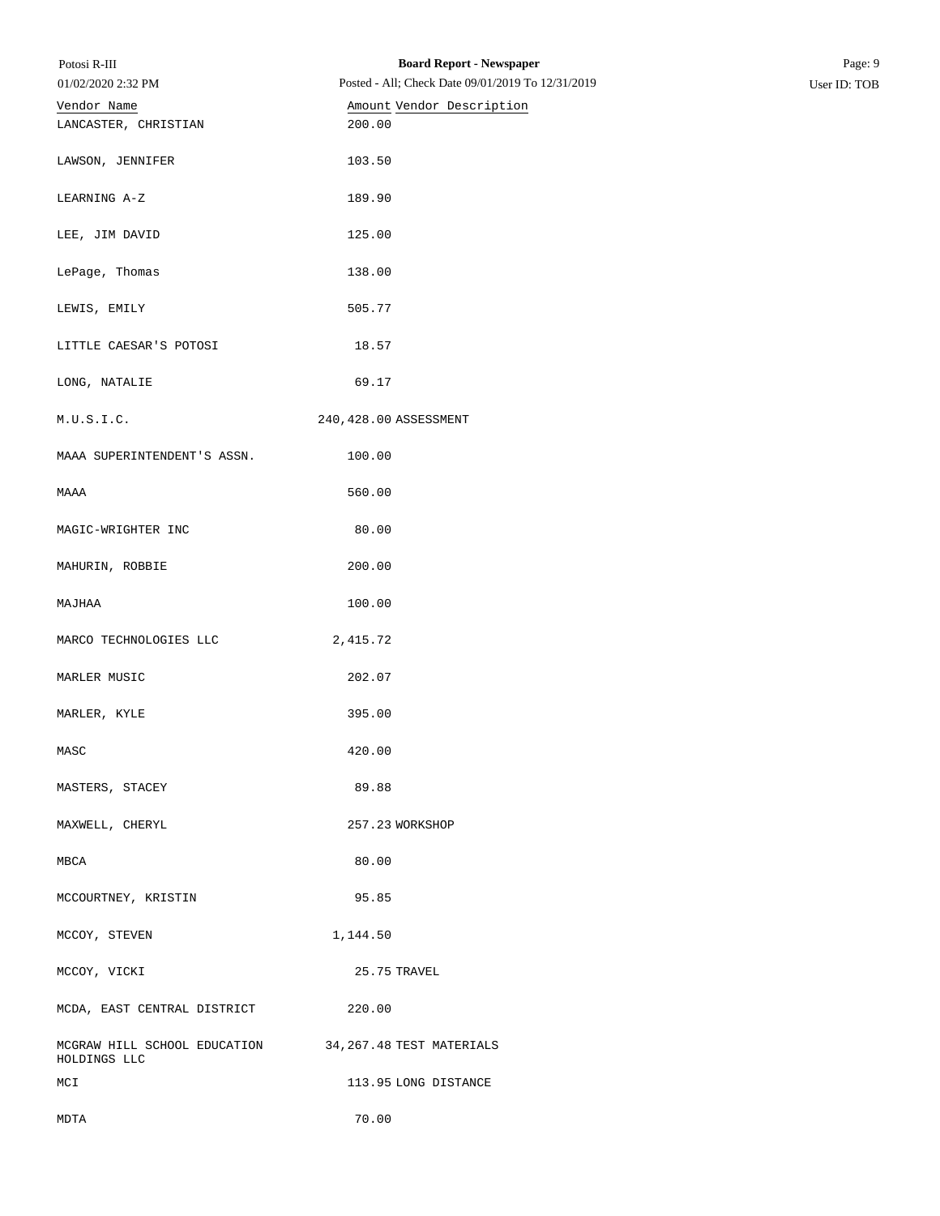| Vendor Name | Amount | Vendor Description |
|---|---|---|
| LANCASTER, CHRISTIAN | 200.00 | |
| LAWSON, JENNIFER | 103.50 | |
| LEARNING A-Z | 189.90 | |
| LEE, JIM DAVID | 125.00 | |
| LePage, Thomas | 138.00 | |
| LEWIS, EMILY | 505.77 | |
| LITTLE CAESAR'S POTOSI | 18.57 | |
| LONG, NATALIE | 69.17 | |
| M.U.S.I.C. | 240,428.00 | ASSESSMENT |
| MAAA SUPERINTENDENT'S ASSN. | 100.00 | |
| MAAA | 560.00 | |
| MAGIC-WRIGHTER INC | 80.00 | |
| MAHURIN, ROBBIE | 200.00 | |
| MAJHAA | 100.00 | |
| MARCO TECHNOLOGIES LLC | 2,415.72 | |
| MARLER MUSIC | 202.07 | |
| MARLER, KYLE | 395.00 | |
| MASC | 420.00 | |
| MASTERS, STACEY | 89.88 | |
| MAXWELL, CHERYL | 257.23 | WORKSHOP |
| MBCA | 80.00 | |
| MCCOURTNEY, KRISTIN | 95.85 | |
| MCCOY, STEVEN | 1,144.50 | |
| MCCOY, VICKI | 25.75 | TRAVEL |
| MCDA, EAST CENTRAL DISTRICT | 220.00 | |
| MCGRAW HILL SCHOOL EDUCATION HOLDINGS LLC | 34,267.48 | TEST MATERIALS |
| MCI | 113.95 | LONG DISTANCE |
| MDTA | 70.00 | |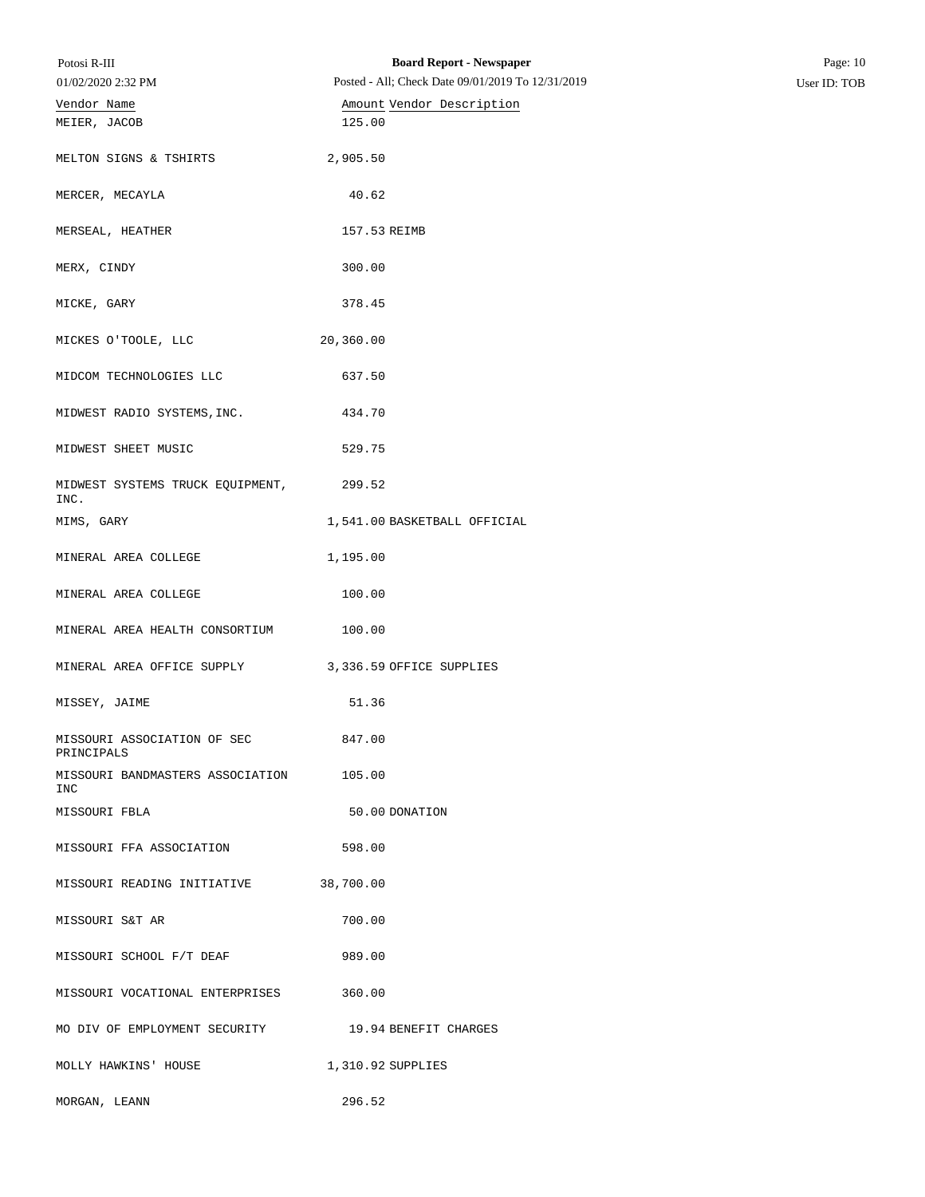| Vendor Name | Amount | Vendor Description |
|---|---|---|
| MEIER, JACOB | 125.00 | |
| MELTON SIGNS & TSHIRTS | 2,905.50 | |
| MERCER, MECAYLA | 40.62 | |
| MERSEAL, HEATHER | 157.53 | REIMB |
| MERX, CINDY | 300.00 | |
| MICKE, GARY | 378.45 | |
| MICKES O'TOOLE, LLC | 20,360.00 | |
| MIDCOM TECHNOLOGIES LLC | 637.50 | |
| MIDWEST RADIO SYSTEMS,INC. | 434.70 | |
| MIDWEST SHEET MUSIC | 529.75 | |
| MIDWEST SYSTEMS TRUCK EQUIPMENT, INC. | 299.52 | |
| MIMS, GARY | 1,541.00 | BASKETBALL OFFICIAL |
| MINERAL AREA COLLEGE | 1,195.00 | |
| MINERAL AREA COLLEGE | 100.00 | |
| MINERAL AREA HEALTH CONSORTIUM | 100.00 | |
| MINERAL AREA OFFICE SUPPLY | 3,336.59 | OFFICE SUPPLIES |
| MISSEY, JAIME | 51.36 | |
| MISSOURI ASSOCIATION OF SEC PRINCIPALS | 847.00 | |
| MISSOURI BANDMASTERS ASSOCIATION INC | 105.00 | |
| MISSOURI FBLA | 50.00 | DONATION |
| MISSOURI FFA ASSOCIATION | 598.00 | |
| MISSOURI READING INITIATIVE | 38,700.00 | |
| MISSOURI S&T AR | 700.00 | |
| MISSOURI SCHOOL F/T DEAF | 989.00 | |
| MISSOURI VOCATIONAL ENTERPRISES | 360.00 | |
| MO DIV OF EMPLOYMENT SECURITY | 19.94 | BENEFIT CHARGES |
| MOLLY HAWKINS' HOUSE | 1,310.92 | SUPPLIES |
| MORGAN, LEANN | 296.52 | |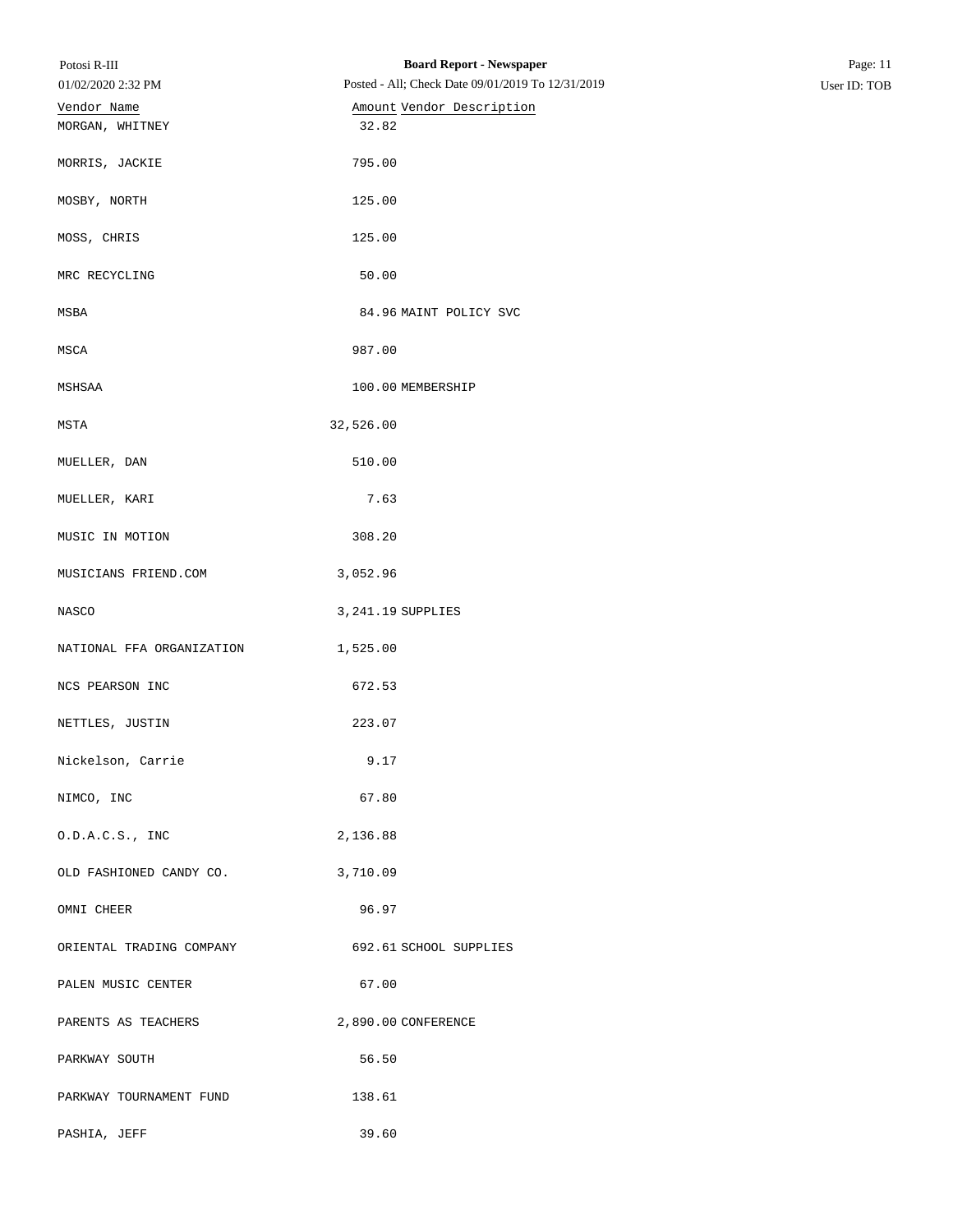| Vendor Name | Amount | Vendor Description |
| --- | --- | --- |
| MORGAN, WHITNEY | 32.82 | |
| MORRIS, JACKIE | 795.00 | |
| MOSBY, NORTH | 125.00 | |
| MOSS, CHRIS | 125.00 | |
| MRC RECYCLING | 50.00 | |
| MSBA | 84.96 | MAINT POLICY SVC |
| MSCA | 987.00 | |
| MSHSAA | 100.00 | MEMBERSHIP |
| MSTA | 32,526.00 | |
| MUELLER, DAN | 510.00 | |
| MUELLER, KARI | 7.63 | |
| MUSIC IN MOTION | 308.20 | |
| MUSICIANS FRIEND.COM | 3,052.96 | |
| NASCO | 3,241.19 | SUPPLIES |
| NATIONAL FFA ORGANIZATION | 1,525.00 | |
| NCS PEARSON INC | 672.53 | |
| NETTLES, JUSTIN | 223.07 | |
| Nickelson, Carrie | 9.17 | |
| NIMCO, INC | 67.80 | |
| O.D.A.C.S., INC | 2,136.88 | |
| OLD FASHIONED CANDY CO. | 3,710.09 | |
| OMNI CHEER | 96.97 | |
| ORIENTAL TRADING COMPANY | 692.61 | SCHOOL SUPPLIES |
| PALEN MUSIC CENTER | 67.00 | |
| PARENTS AS TEACHERS | 2,890.00 | CONFERENCE |
| PARKWAY SOUTH | 56.50 | |
| PARKWAY TOURNAMENT FUND | 138.61 | |
| PASHIA, JEFF | 39.60 | |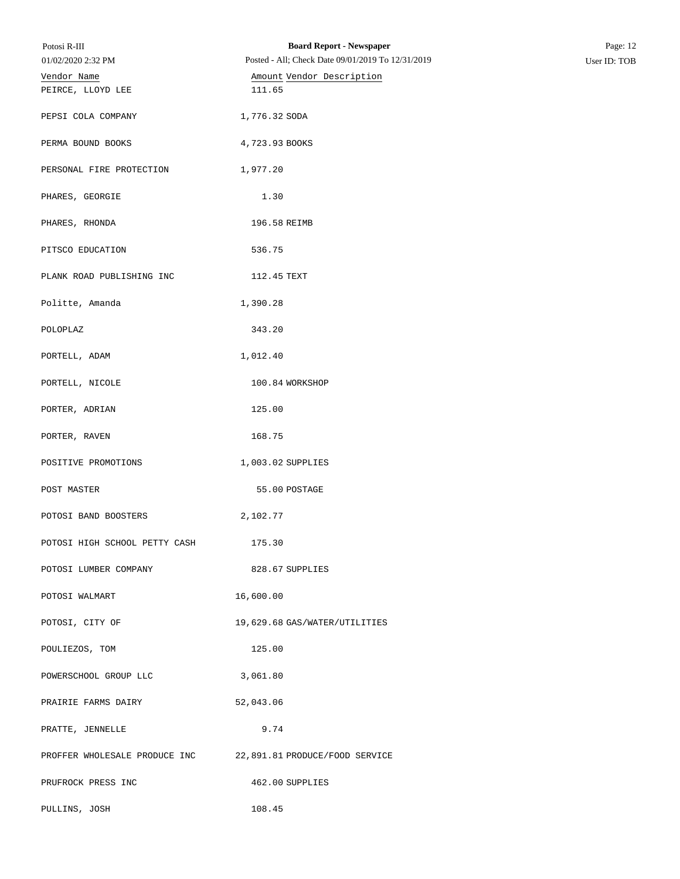| Vendor Name | Amount | Vendor Description |
|---|---|---|
| PEIRCE, LLOYD LEE | 111.65 | |
| PEPSI COLA COMPANY | 1,776.32 | SODA |
| PERMA BOUND BOOKS | 4,723.93 | BOOKS |
| PERSONAL FIRE PROTECTION | 1,977.20 | |
| PHARES, GEORGIE | 1.30 | |
| PHARES, RHONDA | 196.58 | REIMB |
| PITSCO EDUCATION | 536.75 | |
| PLANK ROAD PUBLISHING INC | 112.45 | TEXT |
| Politte, Amanda | 1,390.28 | |
| POLOPLAZ | 343.20 | |
| PORTELL, ADAM | 1,012.40 | |
| PORTELL, NICOLE | 100.84 | WORKSHOP |
| PORTER, ADRIAN | 125.00 | |
| PORTER, RAVEN | 168.75 | |
| POSITIVE PROMOTIONS | 1,003.02 | SUPPLIES |
| POST MASTER | 55.00 | POSTAGE |
| POTOSI BAND BOOSTERS | 2,102.77 | |
| POTOSI HIGH SCHOOL PETTY CASH | 175.30 | |
| POTOSI LUMBER COMPANY | 828.67 | SUPPLIES |
| POTOSI WALMART | 16,600.00 | |
| POTOSI, CITY OF | 19,629.68 | GAS/WATER/UTILITIES |
| POULIEZOS, TOM | 125.00 | |
| POWERSCHOOL GROUP LLC | 3,061.80 | |
| PRAIRIE FARMS DAIRY | 52,043.06 | |
| PRATTE, JENNELLE | 9.74 | |
| PROFFER WHOLESALE PRODUCE INC | 22,891.81 | PRODUCE/FOOD SERVICE |
| PRUFROCK PRESS INC | 462.00 | SUPPLIES |
| PULLINS, JOSH | 108.45 | |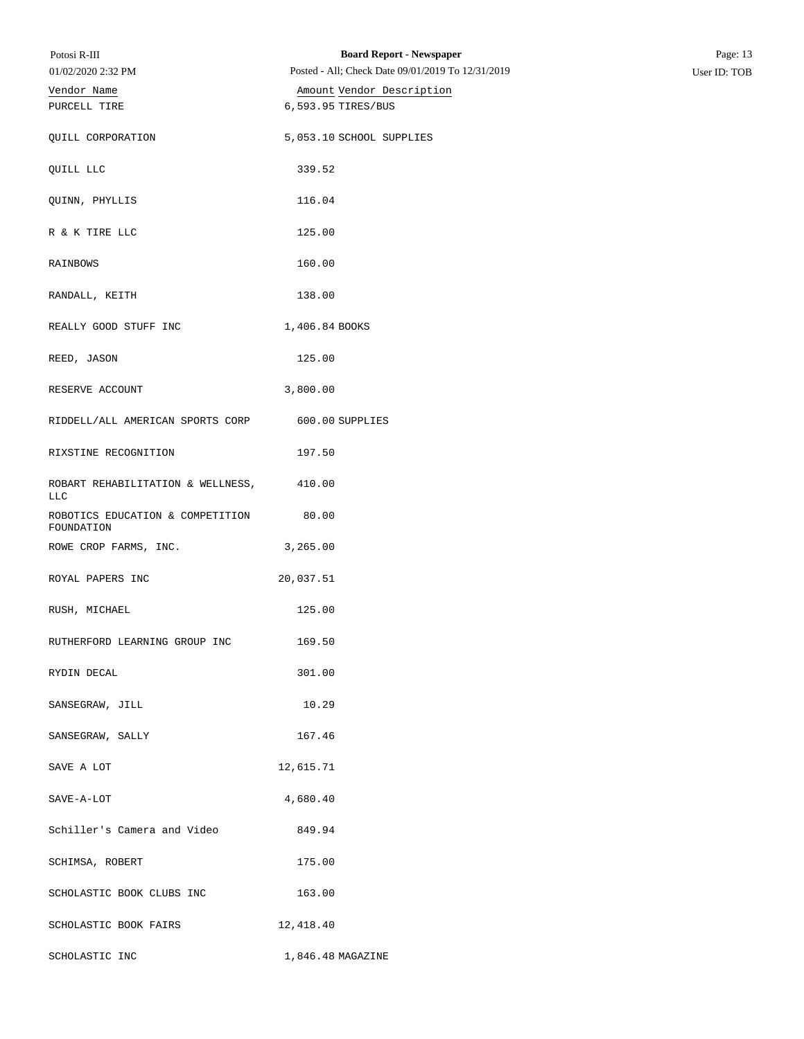| Vendor Name | Amount | Vendor Description |
|---|---|---|
| PURCELL TIRE | 6,593.95 | TIRES/BUS |
| QUILL CORPORATION | 5,053.10 | SCHOOL SUPPLIES |
| QUILL LLC | 339.52 | |
| QUINN, PHYLLIS | 116.04 | |
| R & K TIRE LLC | 125.00 | |
| RAINBOWS | 160.00 | |
| RANDALL, KEITH | 138.00 | |
| REALLY GOOD STUFF INC | 1,406.84 | BOOKS |
| REED, JASON | 125.00 | |
| RESERVE ACCOUNT | 3,800.00 | |
| RIDDELL/ALL AMERICAN SPORTS CORP | 600.00 | SUPPLIES |
| RIXSTINE RECOGNITION | 197.50 | |
| ROBART REHABILITATION & WELLNESS, LLC | 410.00 | |
| ROBOTICS EDUCATION & COMPETITION FOUNDATION | 80.00 | |
| ROWE CROP FARMS, INC. | 3,265.00 | |
| ROYAL PAPERS INC | 20,037.51 | |
| RUSH, MICHAEL | 125.00 | |
| RUTHERFORD LEARNING GROUP INC | 169.50 | |
| RYDIN DECAL | 301.00 | |
| SANSEGRAW, JILL | 10.29 | |
| SANSEGRAW, SALLY | 167.46 | |
| SAVE A LOT | 12,615.71 | |
| SAVE-A-LOT | 4,680.40 | |
| Schiller's Camera and Video | 849.94 | |
| SCHIMSA, ROBERT | 175.00 | |
| SCHOLASTIC BOOK CLUBS INC | 163.00 | |
| SCHOLASTIC BOOK FAIRS | 12,418.40 | |
| SCHOLASTIC INC | 1,846.48 | MAGAZINE |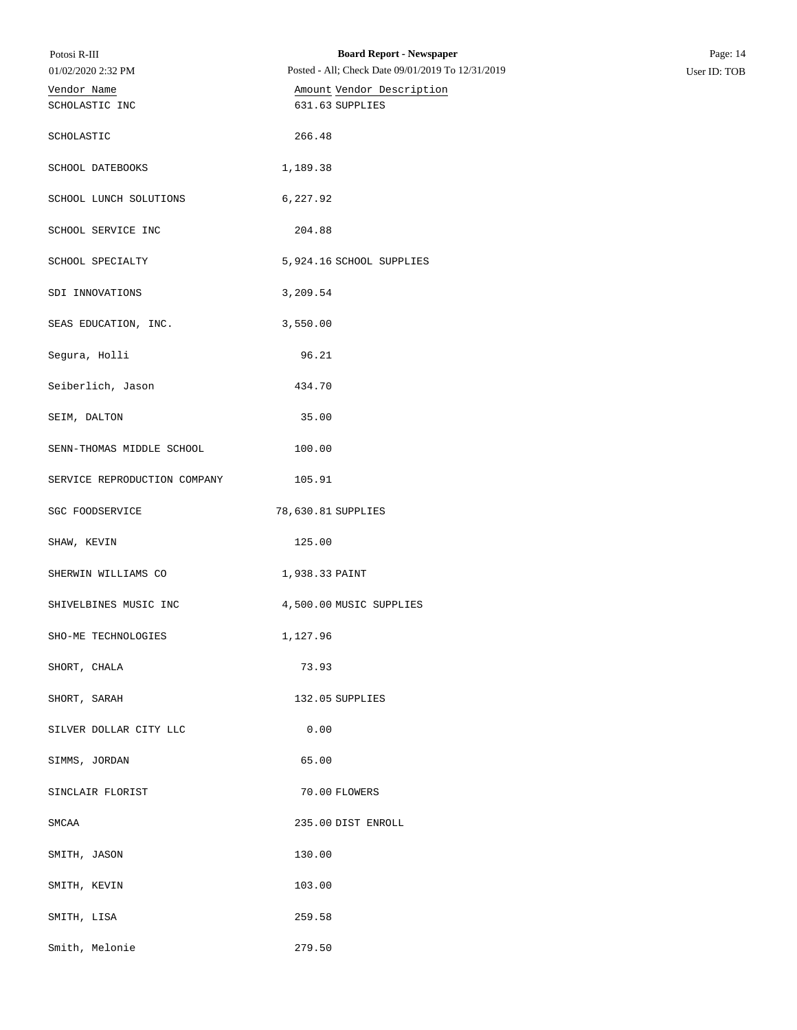| Vendor Name | Amount | Vendor Description |
|---|---|---|
| SCHOLASTIC INC | 631.63 | SUPPLIES |
| SCHOLASTIC | 266.48 | |
| SCHOOL DATEBOOKS | 1,189.38 | |
| SCHOOL LUNCH SOLUTIONS | 6,227.92 | |
| SCHOOL SERVICE INC | 204.88 | |
| SCHOOL SPECIALTY | 5,924.16 | SCHOOL SUPPLIES |
| SDI INNOVATIONS | 3,209.54 | |
| SEAS EDUCATION, INC. | 3,550.00 | |
| Segura, Holli | 96.21 | |
| Seiberlich, Jason | 434.70 | |
| SEIM, DALTON | 35.00 | |
| SENN-THOMAS MIDDLE SCHOOL | 100.00 | |
| SERVICE REPRODUCTION COMPANY | 105.91 | |
| SGC FOODSERVICE | 78,630.81 | SUPPLIES |
| SHAW, KEVIN | 125.00 | |
| SHERWIN WILLIAMS CO | 1,938.33 | PAINT |
| SHIVELBINES MUSIC INC | 4,500.00 | MUSIC SUPPLIES |
| SHO-ME TECHNOLOGIES | 1,127.96 | |
| SHORT, CHALA | 73.93 | |
| SHORT, SARAH | 132.05 | SUPPLIES |
| SILVER DOLLAR CITY LLC | 0.00 | |
| SIMMS, JORDAN | 65.00 | |
| SINCLAIR FLORIST | 70.00 | FLOWERS |
| SMCAA | 235.00 | DIST ENROLL |
| SMITH, JASON | 130.00 | |
| SMITH, KEVIN | 103.00 | |
| SMITH, LISA | 259.58 | |
| Smith, Melonie | 279.50 | |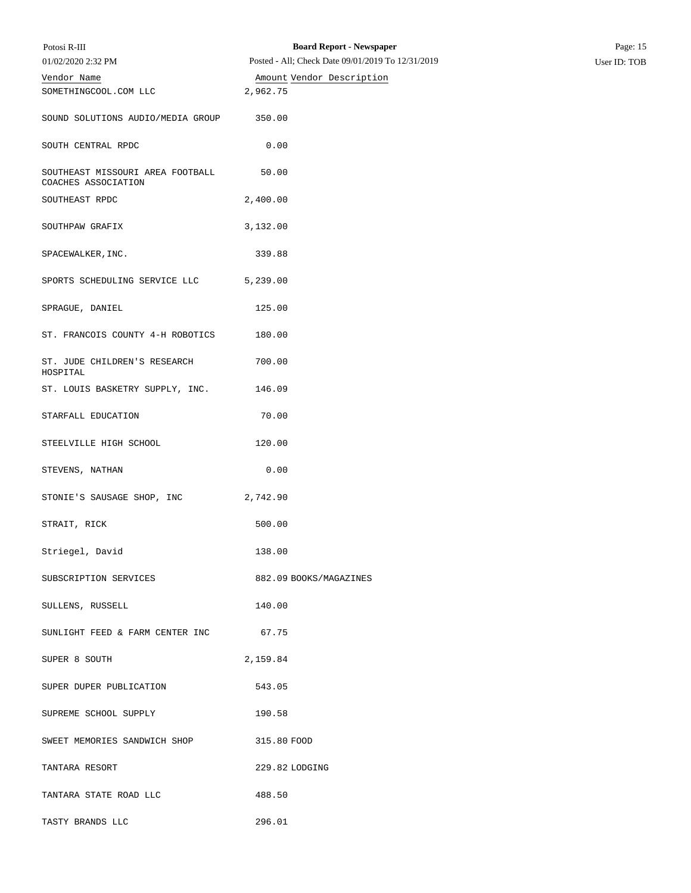| Vendor Name | Amount | Vendor Description |
|---|---|---|
| SOMETHINGCOOL.COM LLC | 2,962.75 | |
| SOUND SOLUTIONS AUDIO/MEDIA GROUP | 350.00 | |
| SOUTH CENTRAL RPDC | 0.00 | |
| SOUTHEAST MISSOURI AREA FOOTBALL COACHES ASSOCIATION | 50.00 | |
| SOUTHEAST RPDC | 2,400.00 | |
| SOUTHPAW GRAFIX | 3,132.00 | |
| SPACEWALKER,INC. | 339.88 | |
| SPORTS SCHEDULING SERVICE LLC | 5,239.00 | |
| SPRAGUE, DANIEL | 125.00 | |
| ST. FRANCOIS COUNTY 4-H ROBOTICS | 180.00 | |
| ST. JUDE CHILDREN'S RESEARCH HOSPITAL | 700.00 | |
| ST. LOUIS BASKETRY SUPPLY, INC. | 146.09 | |
| STARFALL EDUCATION | 70.00 | |
| STEELVILLE HIGH SCHOOL | 120.00 | |
| STEVENS, NATHAN | 0.00 | |
| STONIE'S SAUSAGE SHOP, INC | 2,742.90 | |
| STRAIT, RICK | 500.00 | |
| Striegel, David | 138.00 | |
| SUBSCRIPTION SERVICES | 882.09 | BOOKS/MAGAZINES |
| SULLENS, RUSSELL | 140.00 | |
| SUNLIGHT FEED & FARM CENTER INC | 67.75 | |
| SUPER 8 SOUTH | 2,159.84 | |
| SUPER DUPER PUBLICATION | 543.05 | |
| SUPREME SCHOOL SUPPLY | 190.58 | |
| SWEET MEMORIES SANDWICH SHOP | 315.80 | FOOD |
| TANTARA RESORT | 229.82 | LODGING |
| TANTARA STATE ROAD LLC | 488.50 | |
| TASTY BRANDS LLC | 296.01 | |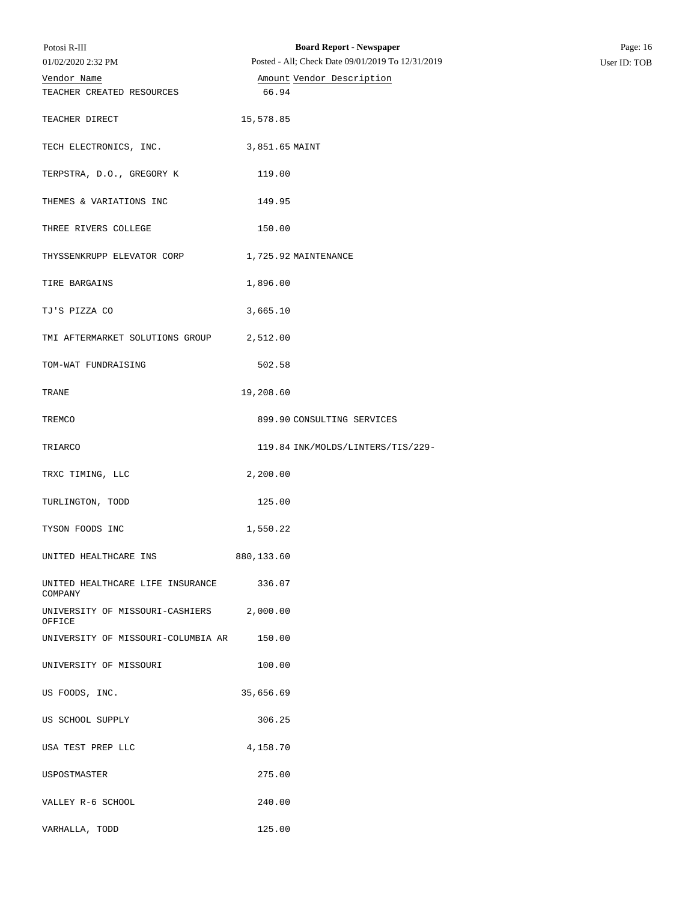| Vendor Name | Amount | Vendor Description |
|---|---|---|
| TEACHER CREATED RESOURCES | 66.94 | |
| TEACHER DIRECT | 15,578.85 | |
| TECH ELECTRONICS, INC. | 3,851.65 | MAINT |
| TERPSTRA, D.O., GREGORY K | 119.00 | |
| THEMES & VARIATIONS INC | 149.95 | |
| THREE RIVERS COLLEGE | 150.00 | |
| THYSSENKRUPP ELEVATOR CORP | 1,725.92 | MAINTENANCE |
| TIRE BARGAINS | 1,896.00 | |
| TJ'S PIZZA CO | 3,665.10 | |
| TMI AFTERMARKET SOLUTIONS GROUP | 2,512.00 | |
| TOM-WAT FUNDRAISING | 502.58 | |
| TRANE | 19,208.60 | |
| TREMCO | 899.90 | CONSULTING SERVICES |
| TRIARCO | 119.84 | INK/MOLDS/LINTERS/TIS/229- |
| TRXC TIMING, LLC | 2,200.00 | |
| TURLINGTON, TODD | 125.00 | |
| TYSON FOODS INC | 1,550.22 | |
| UNITED HEALTHCARE INS | 880,133.60 | |
| UNITED HEALTHCARE LIFE INSURANCE COMPANY | 336.07 | |
| UNIVERSITY OF MISSOURI-CASHIERS OFFICE | 2,000.00 | |
| UNIVERSITY OF MISSOURI-COLUMBIA AR | 150.00 | |
| UNIVERSITY OF MISSOURI | 100.00 | |
| US FOODS, INC. | 35,656.69 | |
| US SCHOOL SUPPLY | 306.25 | |
| USA TEST PREP LLC | 4,158.70 | |
| USPOSTMASTER | 275.00 | |
| VALLEY R-6 SCHOOL | 240.00 | |
| VARHALLA, TODD | 125.00 | |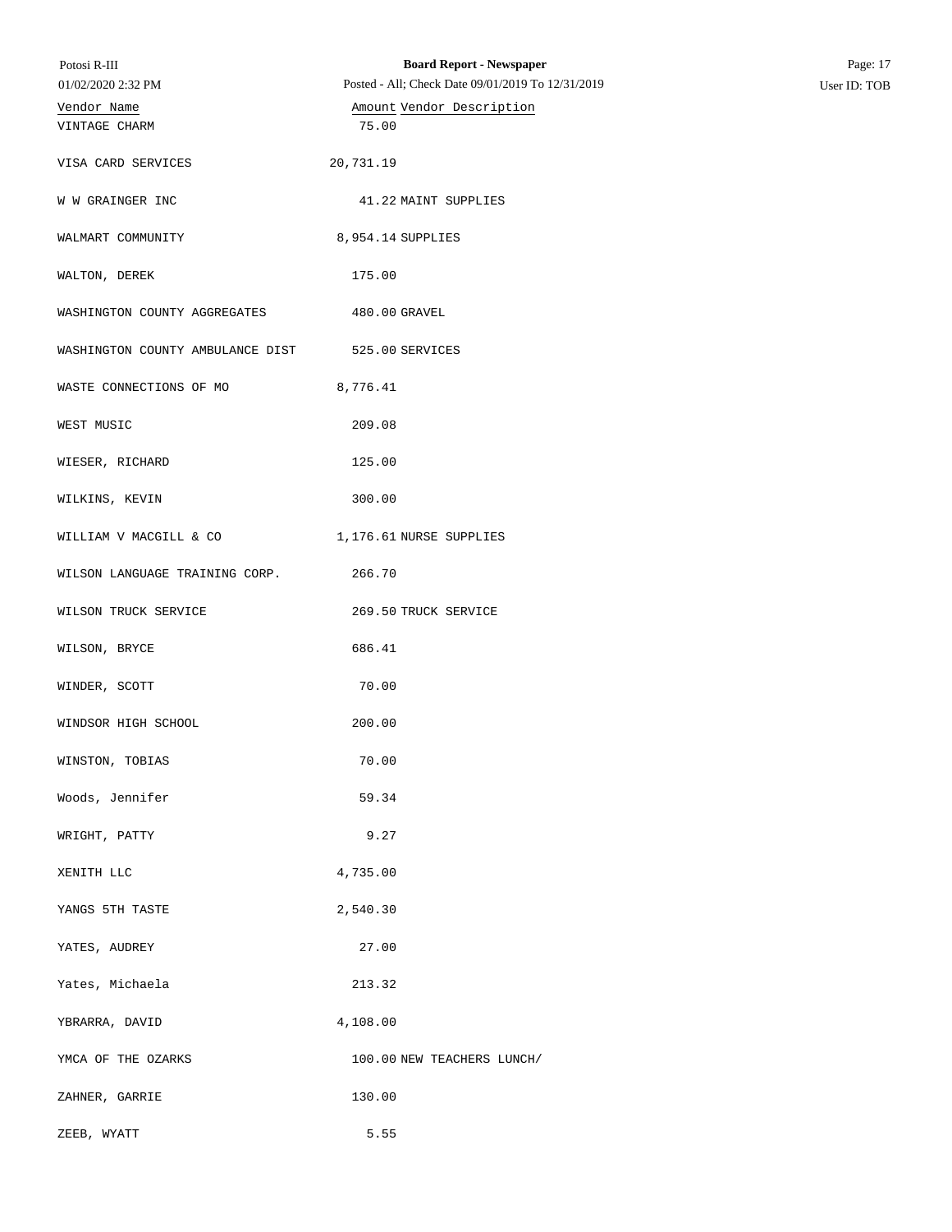| Vendor Name | Amount | Vendor Description |
| --- | --- | --- |
| VINTAGE CHARM | 75.00 | |
| VISA CARD SERVICES | 20,731.19 | |
| W W GRAINGER INC | 41.22 | MAINT SUPPLIES |
| WALMART COMMUNITY | 8,954.14 | SUPPLIES |
| WALTON, DEREK | 175.00 | |
| WASHINGTON COUNTY AGGREGATES | 480.00 | GRAVEL |
| WASHINGTON COUNTY AMBULANCE DIST | 525.00 | SERVICES |
| WASTE CONNECTIONS OF MO | 8,776.41 | |
| WEST MUSIC | 209.08 | |
| WIESER, RICHARD | 125.00 | |
| WILKINS, KEVIN | 300.00 | |
| WILLIAM V MACGILL & CO | 1,176.61 | NURSE SUPPLIES |
| WILSON LANGUAGE TRAINING CORP. | 266.70 | |
| WILSON TRUCK SERVICE | 269.50 | TRUCK SERVICE |
| WILSON, BRYCE | 686.41 | |
| WINDER, SCOTT | 70.00 | |
| WINDSOR HIGH SCHOOL | 200.00 | |
| WINSTON, TOBIAS | 70.00 | |
| Woods, Jennifer | 59.34 | |
| WRIGHT, PATTY | 9.27 | |
| XENITH LLC | 4,735.00 | |
| YANGS 5TH TASTE | 2,540.30 | |
| YATES, AUDREY | 27.00 | |
| Yates, Michaela | 213.32 | |
| YBRARRA, DAVID | 4,108.00 | |
| YMCA OF THE OZARKS | 100.00 | NEW TEACHERS LUNCH/ |
| ZAHNER, GARRIE | 130.00 | |
| ZEEB, WYATT | 5.55 | |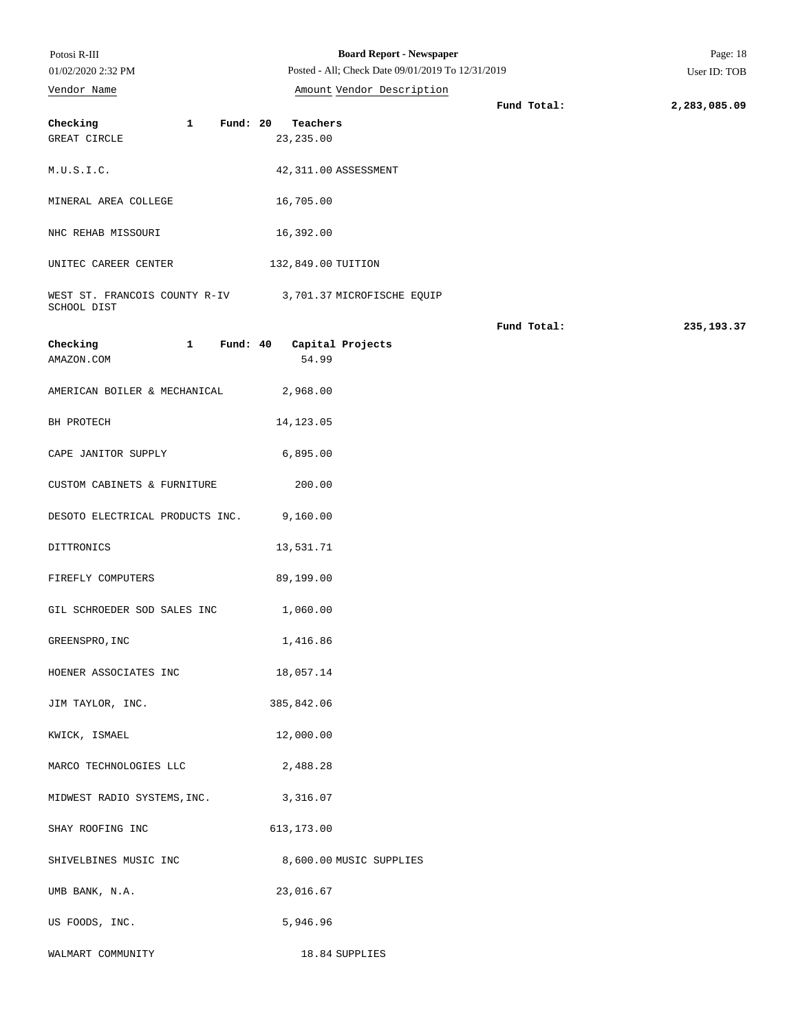| Vendor Name | Amount | Vendor Description |
| --- | --- | --- |
| | | Fund Total: 2,283,085.09 |
| **Checking 1 Fund: 20 Teachers** | | |
| GREAT CIRCLE | 23,235.00 | |
| M.U.S.I.C. | 42,311.00 | ASSESSMENT |
| MINERAL AREA COLLEGE | 16,705.00 | |
| NHC REHAB MISSOURI | 16,392.00 | |
| UNITEC CAREER CENTER | 132,849.00 | TUITION |
| WEST ST. FRANCOIS COUNTY R-IV SCHOOL DIST | 3,701.37 | MICROFISCHE EQUIP |
| | | Fund Total: 235,193.37 |
| **Checking 1 Fund: 40 Capital Projects** | | |
| AMAZON.COM | 54.99 | |
| AMERICAN BOILER & MECHANICAL | 2,968.00 | |
| BH PROTECH | 14,123.05 | |
| CAPE JANITOR SUPPLY | 6,895.00 | |
| CUSTOM CABINETS & FURNITURE | 200.00 | |
| DESOTO ELECTRICAL PRODUCTS INC. | 9,160.00 | |
| DITTRONICS | 13,531.71 | |
| FIREFLY COMPUTERS | 89,199.00 | |
| GIL SCHROEDER SOD SALES INC | 1,060.00 | |
| GREENSPRO,INC | 1,416.86 | |
| HOENER ASSOCIATES INC | 18,057.14 | |
| JIM TAYLOR, INC. | 385,842.06 | |
| KWICK, ISMAEL | 12,000.00 | |
| MARCO TECHNOLOGIES LLC | 2,488.28 | |
| MIDWEST RADIO SYSTEMS,INC. | 3,316.07 | |
| SHAY ROOFING INC | 613,173.00 | |
| SHIVELBINES MUSIC INC | 8,600.00 | MUSIC SUPPLIES |
| UMB BANK, N.A. | 23,016.67 | |
| US FOODS, INC. | 5,946.96 | |
| WALMART COMMUNITY | 18.84 | SUPPLIES |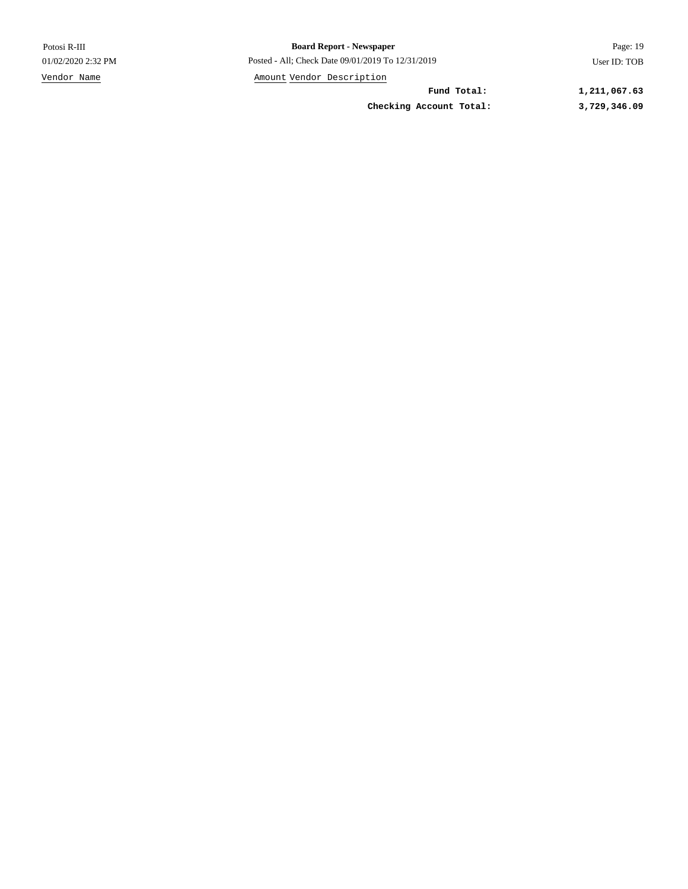| Vendor Name | Amount | Vendor Description |
|---|---|---|
| | **Fund Total:** | **1,211,067.63** |
| | **Checking Account Total:** | **3,729,346.09** |